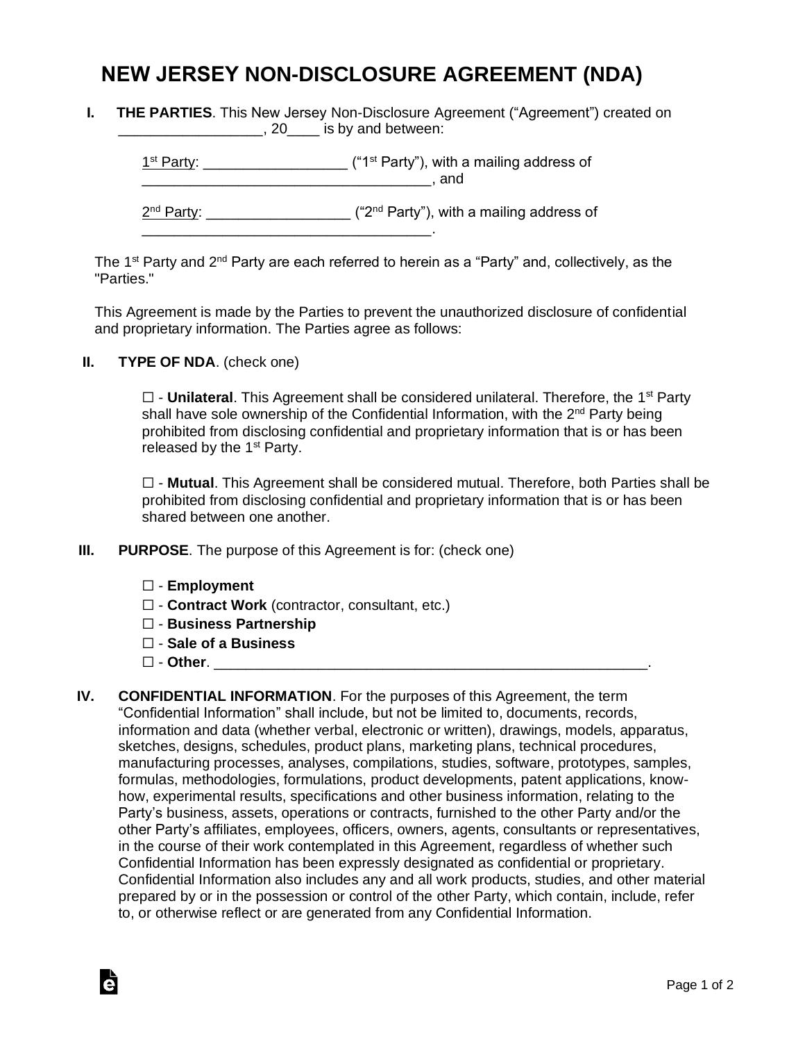# NEW JERSEY NON-DISCLOSURE AGREEMENT (NDA)

**I. THE PARTIES**. This New Jersey Non-Disclosure Agreement ("Agreement") created on __________________, 20____ is by and between:

1st Party: _________________ ("1st Party"), with a mailing address of ____________________________________, and

2nd Party: _________________ ("2nd Party"), with a mailing address of ____________________________________.

The 1st Party and 2nd Party are each referred to herein as a "Party" and, collectively, as the "Parties."

This Agreement is made by the Parties to prevent the unauthorized disclosure of confidential and proprietary information. The Parties agree as follows:

**II. TYPE OF NDA**. (check one)

☐ - **Unilateral**. This Agreement shall be considered unilateral. Therefore, the 1st Party shall have sole ownership of the Confidential Information, with the 2nd Party being prohibited from disclosing confidential and proprietary information that is or has been released by the 1st Party.

☐ - **Mutual**. This Agreement shall be considered mutual. Therefore, both Parties shall be prohibited from disclosing confidential and proprietary information that is or has been shared between one another.

**III. PURPOSE**. The purpose of this Agreement is for: (check one)

☐ - **Employment**
☐ - **Contract Work** (contractor, consultant, etc.)
☐ - **Business Partnership**
☐ - **Sale of a Business**
☐ - **Other**. _______________________________________________________.

**IV. CONFIDENTIAL INFORMATION**. For the purposes of this Agreement, the term "Confidential Information" shall include, but not be limited to, documents, records, information and data (whether verbal, electronic or written), drawings, models, apparatus, sketches, designs, schedules, product plans, marketing plans, technical procedures, manufacturing processes, analyses, compilations, studies, software, prototypes, samples, formulas, methodologies, formulations, product developments, patent applications, know-how, experimental results, specifications and other business information, relating to the Party's business, assets, operations or contracts, furnished to the other Party and/or the other Party's affiliates, employees, officers, owners, agents, consultants or representatives, in the course of their work contemplated in this Agreement, regardless of whether such Confidential Information has been expressly designated as confidential or proprietary. Confidential Information also includes any and all work products, studies, and other material prepared by or in the possession or control of the other Party, which contain, include, refer to, or otherwise reflect or are generated from any Confidential Information.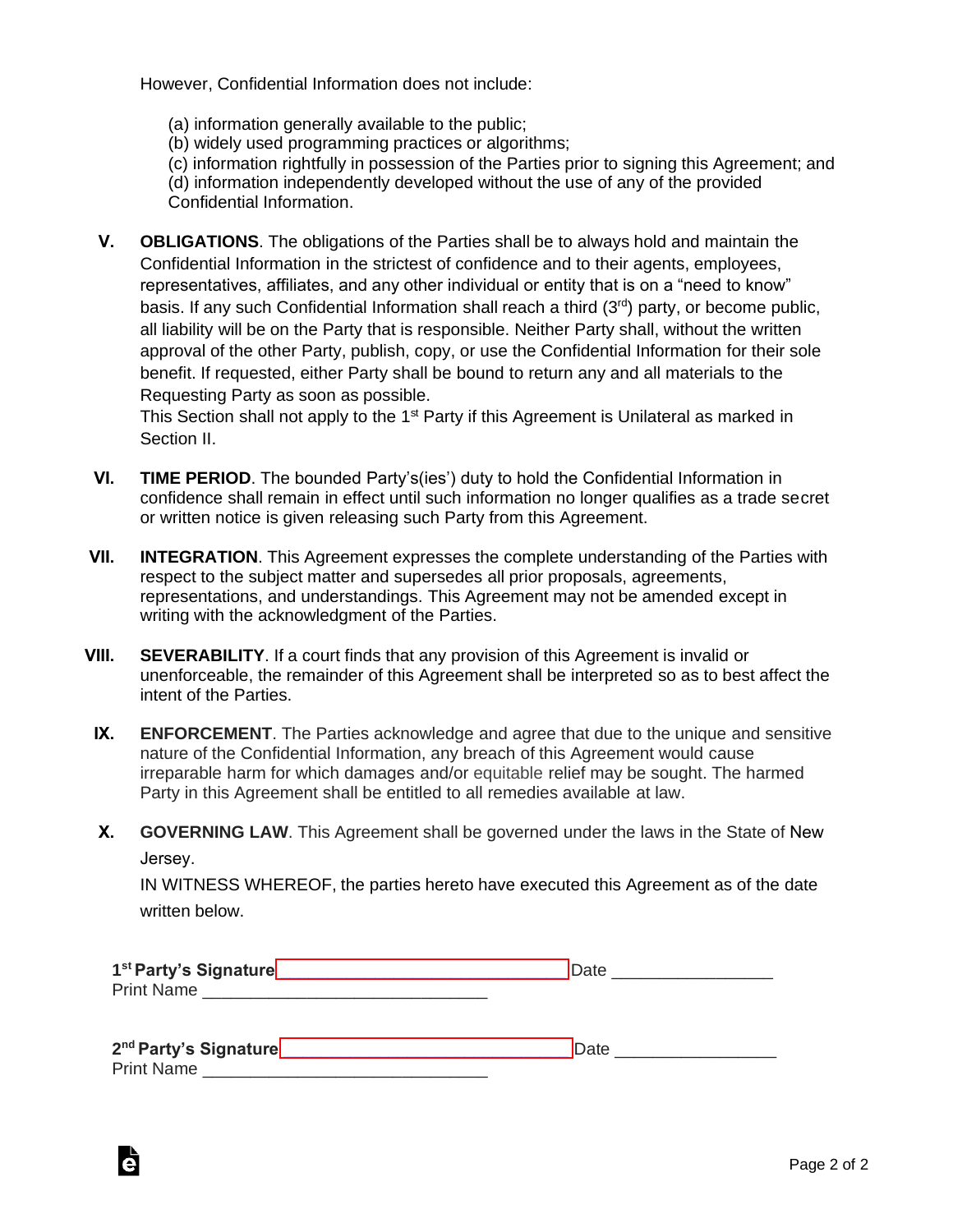However, Confidential Information does not include:

(a) information generally available to the public;
(b) widely used programming practices or algorithms;
(c) information rightfully in possession of the Parties prior to signing this Agreement; and
(d) information independently developed without the use of any of the provided Confidential Information.

V. **OBLIGATIONS**. The obligations of the Parties shall be to always hold and maintain the Confidential Information in the strictest of confidence and to their agents, employees, representatives, affiliates, and any other individual or entity that is on a "need to know" basis. If any such Confidential Information shall reach a third (3rd) party, or become public, all liability will be on the Party that is responsible. Neither Party shall, without the written approval of the other Party, publish, copy, or use the Confidential Information for their sole benefit. If requested, either Party shall be bound to return any and all materials to the Requesting Party as soon as possible.
This Section shall not apply to the 1st Party if this Agreement is Unilateral as marked in Section II.

VI. **TIME PERIOD**. The bounded Party's(ies') duty to hold the Confidential Information in confidence shall remain in effect until such information no longer qualifies as a trade secret or written notice is given releasing such Party from this Agreement.

VII. **INTEGRATION**. This Agreement expresses the complete understanding of the Parties with respect to the subject matter and supersedes all prior proposals, agreements, representations, and understandings. This Agreement may not be amended except in writing with the acknowledgment of the Parties.

VIII. **SEVERABILITY**. If a court finds that any provision of this Agreement is invalid or unenforceable, the remainder of this Agreement shall be interpreted so as to best affect the intent of the Parties.

IX. **ENFORCEMENT**. The Parties acknowledge and agree that due to the unique and sensitive nature of the Confidential Information, any breach of this Agreement would cause irreparable harm for which damages and/or equitable relief may be sought. The harmed Party in this Agreement shall be entitled to all remedies available at law.

X. **GOVERNING LAW**. This Agreement shall be governed under the laws in the State of New Jersey.

IN WITNESS WHEREOF, the parties hereto have executed this Agreement as of the date written below.

**1st Party's Signature** ______________________________ Date ________________
Print Name ______________________________

**2nd Party's Signature** ______________________________ Date ________________
Print Name ______________________________